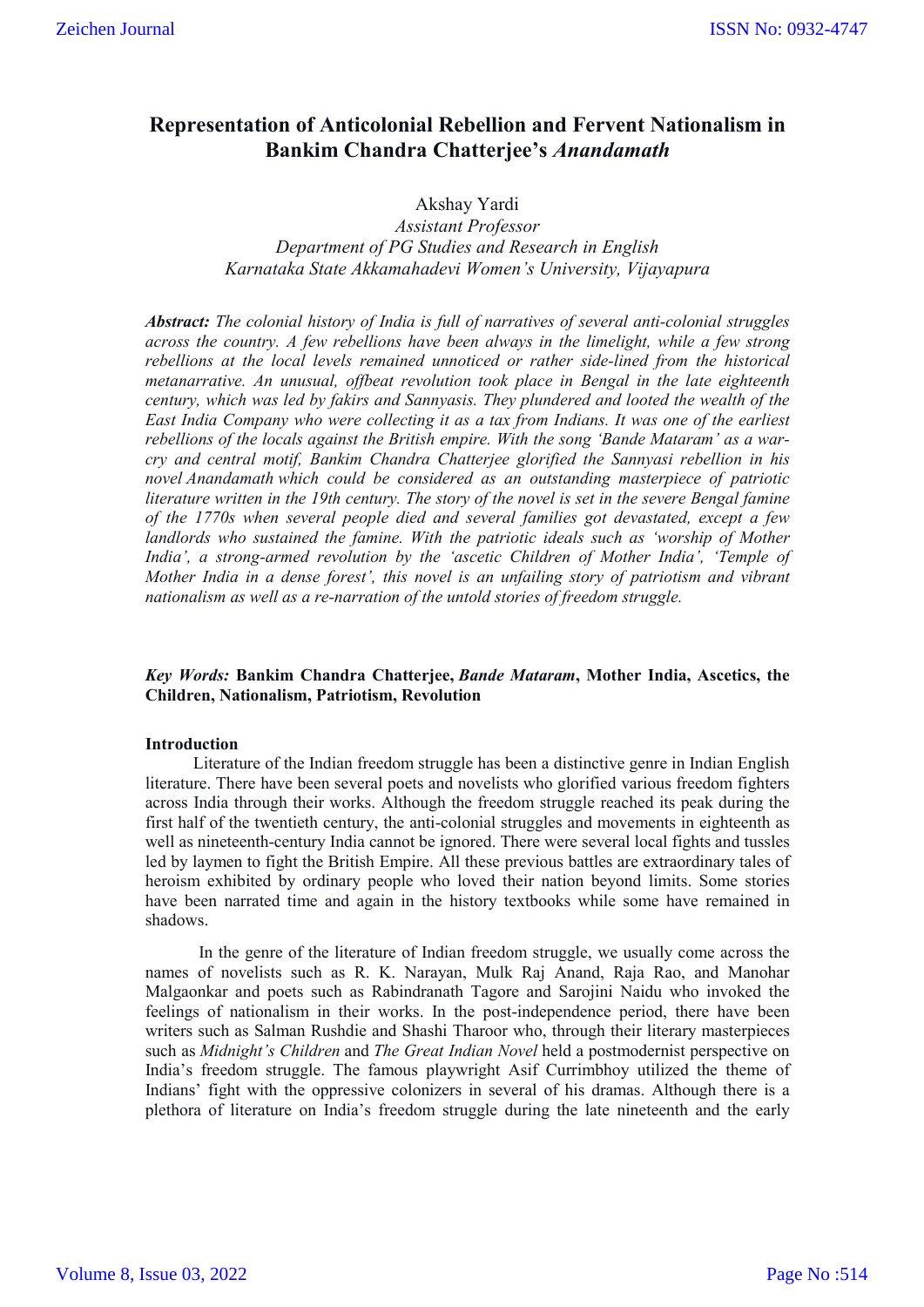# Representation of Anticolonial Rebellion and Fervent Nationalism in Bankim Chandra Chatterjee's *Anandamath*

Akshay Yardi
*Assistant Professor*
*Department of PG Studies and Research in English*
*Karnataka State Akkamahadevi Women's University, Vijayapura*

***Abstract:*** *The colonial history of India is full of narratives of several anti-colonial struggles across the country. A few rebellions have been always in the limelight, while a few strong rebellions at the local levels remained unnoticed or rather side-lined from the historical metanarrative. An unusual, offbeat revolution took place in Bengal in the late eighteenth century, which was led by fakirs and Sannyasis. They plundered and looted the wealth of the East India Company who were collecting it as a tax from Indians. It was one of the earliest rebellions of the locals against the British empire. With the song 'Bande Mataram' as a war-cry and central motif, Bankim Chandra Chatterjee glorified the Sannyasi rebellion in his novel Anandamath which could be considered as an outstanding masterpiece of patriotic literature written in the 19th century. The story of the novel is set in the severe Bengal famine of the 1770s when several people died and several families got devastated, except a few landlords who sustained the famine. With the patriotic ideals such as 'worship of Mother India', a strong-armed revolution by the 'ascetic Children of Mother India', 'Temple of Mother India in a dense forest', this novel is an unfailing story of patriotism and vibrant nationalism as well as a re-narration of the untold stories of freedom struggle.*

***Key Words:*** **Bankim Chandra Chatterjee, *Bande Mataram*, Mother India, Ascetics, the Children, Nationalism, Patriotism, Revolution**

## Introduction

Literature of the Indian freedom struggle has been a distinctive genre in Indian English literature. There have been several poets and novelists who glorified various freedom fighters across India through their works. Although the freedom struggle reached its peak during the first half of the twentieth century, the anti-colonial struggles and movements in eighteenth as well as nineteenth-century India cannot be ignored. There were several local fights and tussles led by laymen to fight the British Empire. All these previous battles are extraordinary tales of heroism exhibited by ordinary people who loved their nation beyond limits. Some stories have been narrated time and again in the history textbooks while some have remained in shadows.

In the genre of the literature of Indian freedom struggle, we usually come across the names of novelists such as R. K. Narayan, Mulk Raj Anand, Raja Rao, and Manohar Malgaonkar and poets such as Rabindranath Tagore and Sarojini Naidu who invoked the feelings of nationalism in their works. In the post-independence period, there have been writers such as Salman Rushdie and Shashi Tharoor who, through their literary masterpieces such as *Midnight's Children* and *The Great Indian Novel* held a postmodernist perspective on India's freedom struggle. The famous playwright Asif Currimbhoy utilized the theme of Indians' fight with the oppressive colonizers in several of his dramas. Although there is a plethora of literature on India's freedom struggle during the late nineteenth and the early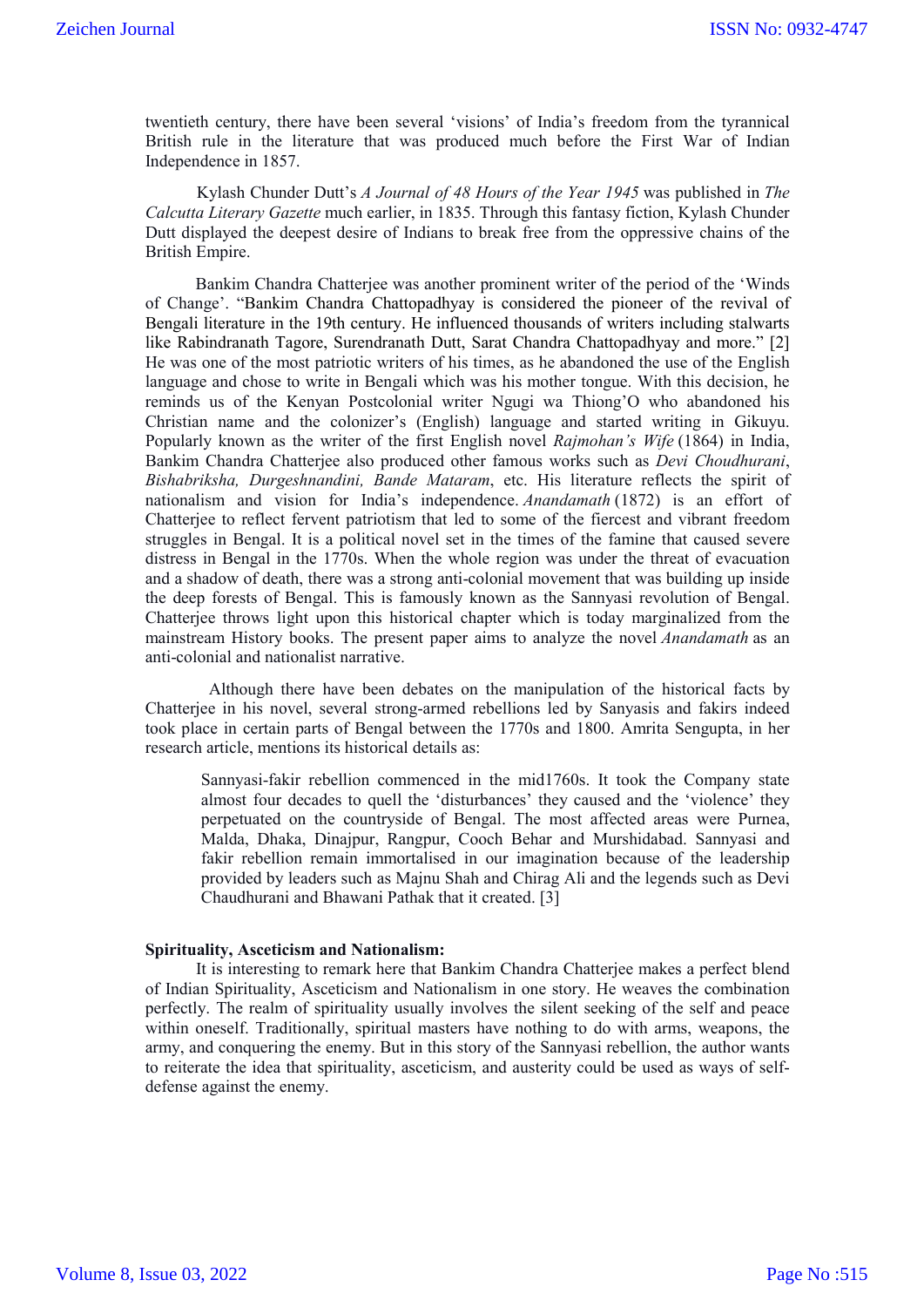twentieth century, there have been several 'visions' of India's freedom from the tyrannical British rule in the literature that was produced much before the First War of Indian Independence in 1857.

Kylash Chunder Dutt's *A Journal of 48 Hours of the Year 1945* was published in *The Calcutta Literary Gazette* much earlier, in 1835. Through this fantasy fiction, Kylash Chunder Dutt displayed the deepest desire of Indians to break free from the oppressive chains of the British Empire.

Bankim Chandra Chatterjee was another prominent writer of the period of the 'Winds of Change'. "Bankim Chandra Chattopadhyay is considered the pioneer of the revival of Bengali literature in the 19th century. He influenced thousands of writers including stalwarts like Rabindranath Tagore, Surendranath Dutt, Sarat Chandra Chattopadhyay and more." [2] He was one of the most patriotic writers of his times, as he abandoned the use of the English language and chose to write in Bengali which was his mother tongue. With this decision, he reminds us of the Kenyan Postcolonial writer Ngugi wa Thiong'O who abandoned his Christian name and the colonizer's (English) language and started writing in Gikuyu. Popularly known as the writer of the first English novel *Rajmohan's Wife* (1864) in India, Bankim Chandra Chatterjee also produced other famous works such as *Devi Choudhurani*, *Bishabriksha, Durgeshnandini, Bande Mataram*, etc. His literature reflects the spirit of nationalism and vision for India's independence. *Anandamath* (1872) is an effort of Chatterjee to reflect fervent patriotism that led to some of the fiercest and vibrant freedom struggles in Bengal. It is a political novel set in the times of the famine that caused severe distress in Bengal in the 1770s. When the whole region was under the threat of evacuation and a shadow of death, there was a strong anti-colonial movement that was building up inside the deep forests of Bengal. This is famously known as the Sannyasi revolution of Bengal. Chatterjee throws light upon this historical chapter which is today marginalized from the mainstream History books. The present paper aims to analyze the novel *Anandamath* as an anti-colonial and nationalist narrative.

Although there have been debates on the manipulation of the historical facts by Chatterjee in his novel, several strong-armed rebellions led by Sanyasis and fakirs indeed took place in certain parts of Bengal between the 1770s and 1800. Amrita Sengupta, in her research article, mentions its historical details as:

> Sannyasi-fakir rebellion commenced in the mid1760s. It took the Company state almost four decades to quell the 'disturbances' they caused and the 'violence' they perpetuated on the countryside of Bengal. The most affected areas were Purnea, Malda, Dhaka, Dinajpur, Rangpur, Cooch Behar and Murshidabad. Sannyasi and fakir rebellion remain immortalised in our imagination because of the leadership provided by leaders such as Majnu Shah and Chirag Ali and the legends such as Devi Chaudhurani and Bhawani Pathak that it created. [3]

**Spirituality, Asceticism and Nationalism:**

It is interesting to remark here that Bankim Chandra Chatterjee makes a perfect blend of Indian Spirituality, Asceticism and Nationalism in one story. He weaves the combination perfectly. The realm of spirituality usually involves the silent seeking of the self and peace within oneself. Traditionally, spiritual masters have nothing to do with arms, weapons, the army, and conquering the enemy. But in this story of the Sannyasi rebellion, the author wants to reiterate the idea that spirituality, asceticism, and austerity could be used as ways of self-defense against the enemy.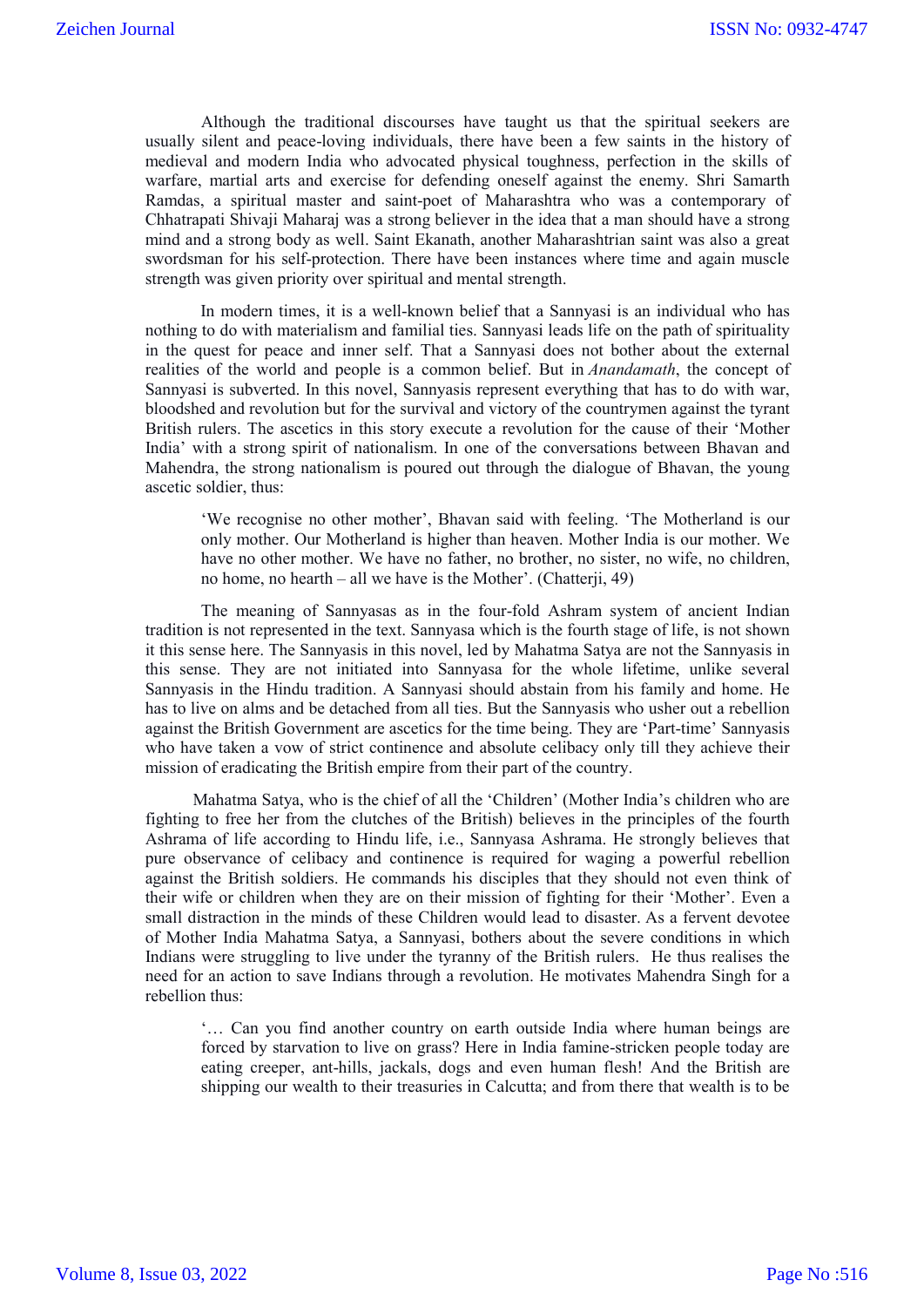Although the traditional discourses have taught us that the spiritual seekers are usually silent and peace-loving individuals, there have been a few saints in the history of medieval and modern India who advocated physical toughness, perfection in the skills of warfare, martial arts and exercise for defending oneself against the enemy. Shri Samarth Ramdas, a spiritual master and saint-poet of Maharashtra who was a contemporary of Chhatrapati Shivaji Maharaj was a strong believer in the idea that a man should have a strong mind and a strong body as well. Saint Ekanath, another Maharashtrian saint was also a great swordsman for his self-protection. There have been instances where time and again muscle strength was given priority over spiritual and mental strength.

In modern times, it is a well-known belief that a Sannyasi is an individual who has nothing to do with materialism and familial ties. Sannyasi leads life on the path of spirituality in the quest for peace and inner self. That a Sannyasi does not bother about the external realities of the world and people is a common belief. But in *Anandamath*, the concept of Sannyasi is subverted. In this novel, Sannyasis represent everything that has to do with war, bloodshed and revolution but for the survival and victory of the countrymen against the tyrant British rulers. The ascetics in this story execute a revolution for the cause of their 'Mother India' with a strong spirit of nationalism. In one of the conversations between Bhavan and Mahendra, the strong nationalism is poured out through the dialogue of Bhavan, the young ascetic soldier, thus:

> 'We recognise no other mother', Bhavan said with feeling. 'The Motherland is our only mother. Our Motherland is higher than heaven. Mother India is our mother. We have no other mother. We have no father, no brother, no sister, no wife, no children, no home, no hearth – all we have is the Mother'. (Chatterji, 49)

The meaning of Sannyasas as in the four-fold Ashram system of ancient Indian tradition is not represented in the text. Sannyasa which is the fourth stage of life, is not shown it this sense here. The Sannyasis in this novel, led by Mahatma Satya are not the Sannyasis in this sense. They are not initiated into Sannyasa for the whole lifetime, unlike several Sannyasis in the Hindu tradition. A Sannyasi should abstain from his family and home. He has to live on alms and be detached from all ties. But the Sannyasis who usher out a rebellion against the British Government are ascetics for the time being. They are 'Part-time' Sannyasis who have taken a vow of strict continence and absolute celibacy only till they achieve their mission of eradicating the British empire from their part of the country.

Mahatma Satya, who is the chief of all the 'Children' (Mother India's children who are fighting to free her from the clutches of the British) believes in the principles of the fourth Ashrama of life according to Hindu life, i.e., Sannyasa Ashrama. He strongly believes that pure observance of celibacy and continence is required for waging a powerful rebellion against the British soldiers. He commands his disciples that they should not even think of their wife or children when they are on their mission of fighting for their 'Mother'. Even a small distraction in the minds of these Children would lead to disaster. As a fervent devotee of Mother India Mahatma Satya, a Sannyasi, bothers about the severe conditions in which Indians were struggling to live under the tyranny of the British rulers. He thus realises the need for an action to save Indians through a revolution. He motivates Mahendra Singh for a rebellion thus:

> '… Can you find another country on earth outside India where human beings are forced by starvation to live on grass? Here in India famine-stricken people today are eating creeper, ant-hills, jackals, dogs and even human flesh! And the British are shipping our wealth to their treasuries in Calcutta; and from there that wealth is to be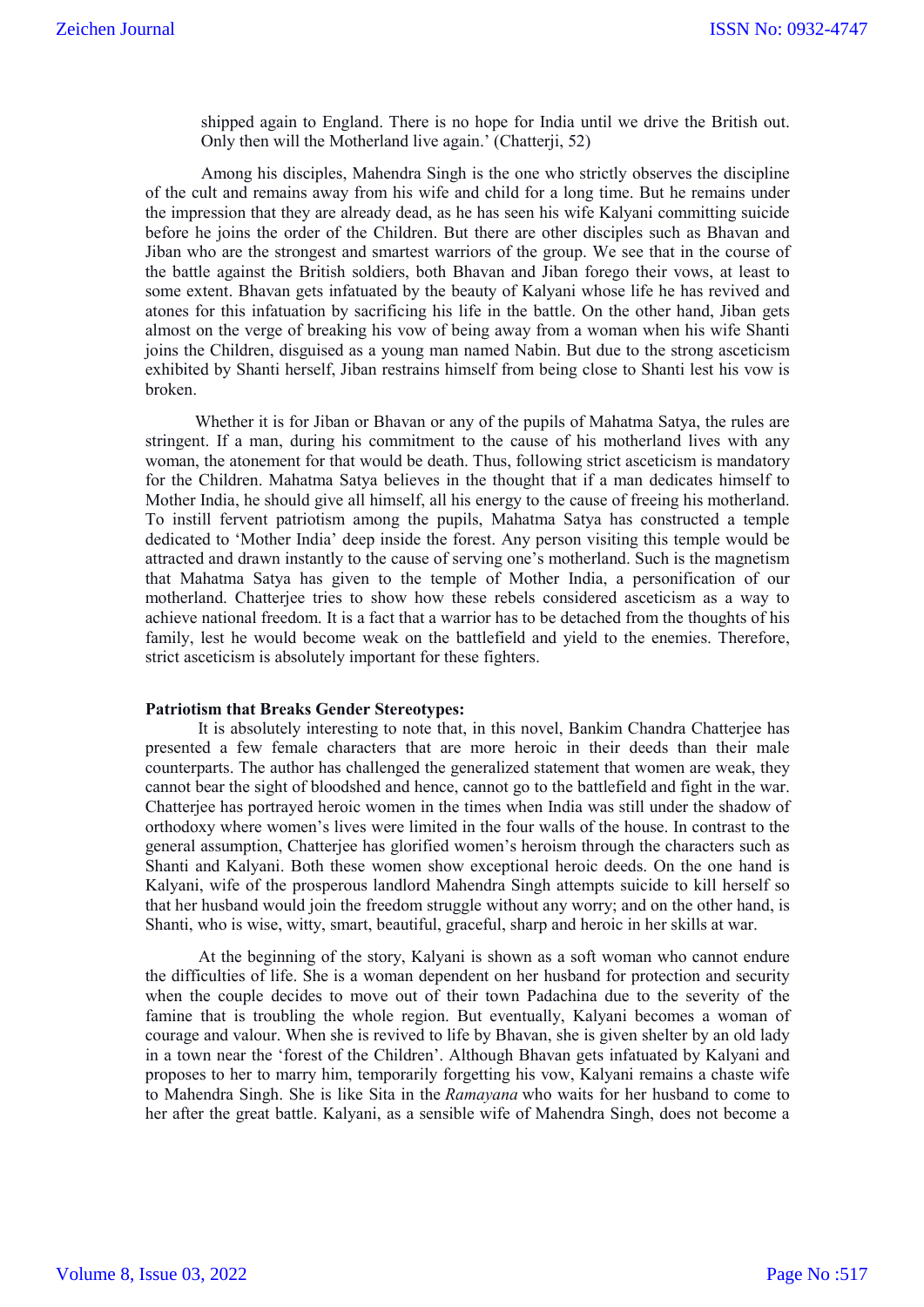> shipped again to England. There is no hope for India until we drive the British out. Only then will the Motherland live again.' (Chatterji, 52)

Among his disciples, Mahendra Singh is the one who strictly observes the discipline of the cult and remains away from his wife and child for a long time. But he remains under the impression that they are already dead, as he has seen his wife Kalyani committing suicide before he joins the order of the Children. But there are other disciples such as Bhavan and Jiban who are the strongest and smartest warriors of the group. We see that in the course of the battle against the British soldiers, both Bhavan and Jiban forego their vows, at least to some extent. Bhavan gets infatuated by the beauty of Kalyani whose life he has revived and atones for this infatuation by sacrificing his life in the battle. On the other hand, Jiban gets almost on the verge of breaking his vow of being away from a woman when his wife Shanti joins the Children, disguised as a young man named Nabin. But due to the strong asceticism exhibited by Shanti herself, Jiban restrains himself from being close to Shanti lest his vow is broken.

Whether it is for Jiban or Bhavan or any of the pupils of Mahatma Satya, the rules are stringent. If a man, during his commitment to the cause of his motherland lives with any woman, the atonement for that would be death. Thus, following strict asceticism is mandatory for the Children. Mahatma Satya believes in the thought that if a man dedicates himself to Mother India, he should give all himself, all his energy to the cause of freeing his motherland. To instill fervent patriotism among the pupils, Mahatma Satya has constructed a temple dedicated to 'Mother India' deep inside the forest. Any person visiting this temple would be attracted and drawn instantly to the cause of serving one's motherland. Such is the magnetism that Mahatma Satya has given to the temple of Mother India, a personification of our motherland. Chatterjee tries to show how these rebels considered asceticism as a way to achieve national freedom. It is a fact that a warrior has to be detached from the thoughts of his family, lest he would become weak on the battlefield and yield to the enemies. Therefore, strict asceticism is absolutely important for these fighters.

**Patriotism that Breaks Gender Stereotypes:**

It is absolutely interesting to note that, in this novel, Bankim Chandra Chatterjee has presented a few female characters that are more heroic in their deeds than their male counterparts. The author has challenged the generalized statement that women are weak, they cannot bear the sight of bloodshed and hence, cannot go to the battlefield and fight in the war. Chatterjee has portrayed heroic women in the times when India was still under the shadow of orthodoxy where women's lives were limited in the four walls of the house. In contrast to the general assumption, Chatterjee has glorified women's heroism through the characters such as Shanti and Kalyani. Both these women show exceptional heroic deeds. On the one hand is Kalyani, wife of the prosperous landlord Mahendra Singh attempts suicide to kill herself so that her husband would join the freedom struggle without any worry; and on the other hand, is Shanti, who is wise, witty, smart, beautiful, graceful, sharp and heroic in her skills at war.

At the beginning of the story, Kalyani is shown as a soft woman who cannot endure the difficulties of life. She is a woman dependent on her husband for protection and security when the couple decides to move out of their town Padachina due to the severity of the famine that is troubling the whole region. But eventually, Kalyani becomes a woman of courage and valour. When she is revived to life by Bhavan, she is given shelter by an old lady in a town near the 'forest of the Children'. Although Bhavan gets infatuated by Kalyani and proposes to her to marry him, temporarily forgetting his vow, Kalyani remains a chaste wife to Mahendra Singh. She is like Sita in the *Ramayana* who waits for her husband to come to her after the great battle. Kalyani, as a sensible wife of Mahendra Singh, does not become a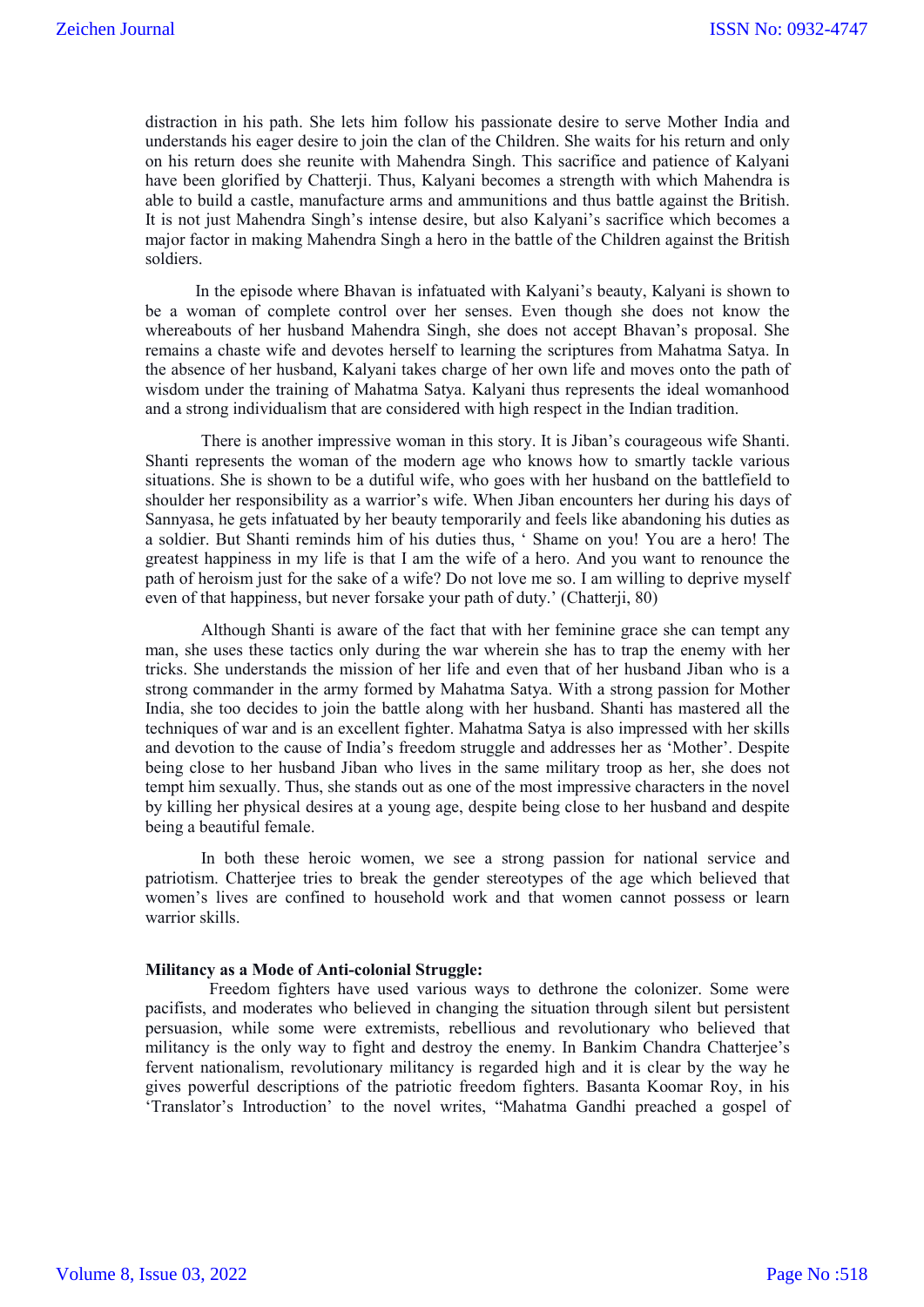distraction in his path. She lets him follow his passionate desire to serve Mother India and understands his eager desire to join the clan of the Children. She waits for his return and only on his return does she reunite with Mahendra Singh. This sacrifice and patience of Kalyani have been glorified by Chatterji. Thus, Kalyani becomes a strength with which Mahendra is able to build a castle, manufacture arms and ammunitions and thus battle against the British. It is not just Mahendra Singh's intense desire, but also Kalyani's sacrifice which becomes a major factor in making Mahendra Singh a hero in the battle of the Children against the British soldiers.

In the episode where Bhavan is infatuated with Kalyani's beauty, Kalyani is shown to be a woman of complete control over her senses. Even though she does not know the whereabouts of her husband Mahendra Singh, she does not accept Bhavan's proposal. She remains a chaste wife and devotes herself to learning the scriptures from Mahatma Satya. In the absence of her husband, Kalyani takes charge of her own life and moves onto the path of wisdom under the training of Mahatma Satya. Kalyani thus represents the ideal womanhood and a strong individualism that are considered with high respect in the Indian tradition.

There is another impressive woman in this story. It is Jiban's courageous wife Shanti. Shanti represents the woman of the modern age who knows how to smartly tackle various situations. She is shown to be a dutiful wife, who goes with her husband on the battlefield to shoulder her responsibility as a warrior's wife. When Jiban encounters her during his days of Sannyasa, he gets infatuated by her beauty temporarily and feels like abandoning his duties as a soldier. But Shanti reminds him of his duties thus, ' Shame on you! You are a hero! The greatest happiness in my life is that I am the wife of a hero. And you want to renounce the path of heroism just for the sake of a wife? Do not love me so. I am willing to deprive myself even of that happiness, but never forsake your path of duty.' (Chatterji, 80)

Although Shanti is aware of the fact that with her feminine grace she can tempt any man, she uses these tactics only during the war wherein she has to trap the enemy with her tricks. She understands the mission of her life and even that of her husband Jiban who is a strong commander in the army formed by Mahatma Satya. With a strong passion for Mother India, she too decides to join the battle along with her husband. Shanti has mastered all the techniques of war and is an excellent fighter. Mahatma Satya is also impressed with her skills and devotion to the cause of India's freedom struggle and addresses her as 'Mother'. Despite being close to her husband Jiban who lives in the same military troop as her, she does not tempt him sexually. Thus, she stands out as one of the most impressive characters in the novel by killing her physical desires at a young age, despite being close to her husband and despite being a beautiful female.

In both these heroic women, we see a strong passion for national service and patriotism. Chatterjee tries to break the gender stereotypes of the age which believed that women's lives are confined to household work and that women cannot possess or learn warrior skills.

**Militancy as a Mode of Anti-colonial Struggle:**

Freedom fighters have used various ways to dethrone the colonizer. Some were pacifists, and moderates who believed in changing the situation through silent but persistent persuasion, while some were extremists, rebellious and revolutionary who believed that militancy is the only way to fight and destroy the enemy. In Bankim Chandra Chatterjee's fervent nationalism, revolutionary militancy is regarded high and it is clear by the way he gives powerful descriptions of the patriotic freedom fighters. Basanta Koomar Roy, in his 'Translator's Introduction' to the novel writes, "Mahatma Gandhi preached a gospel of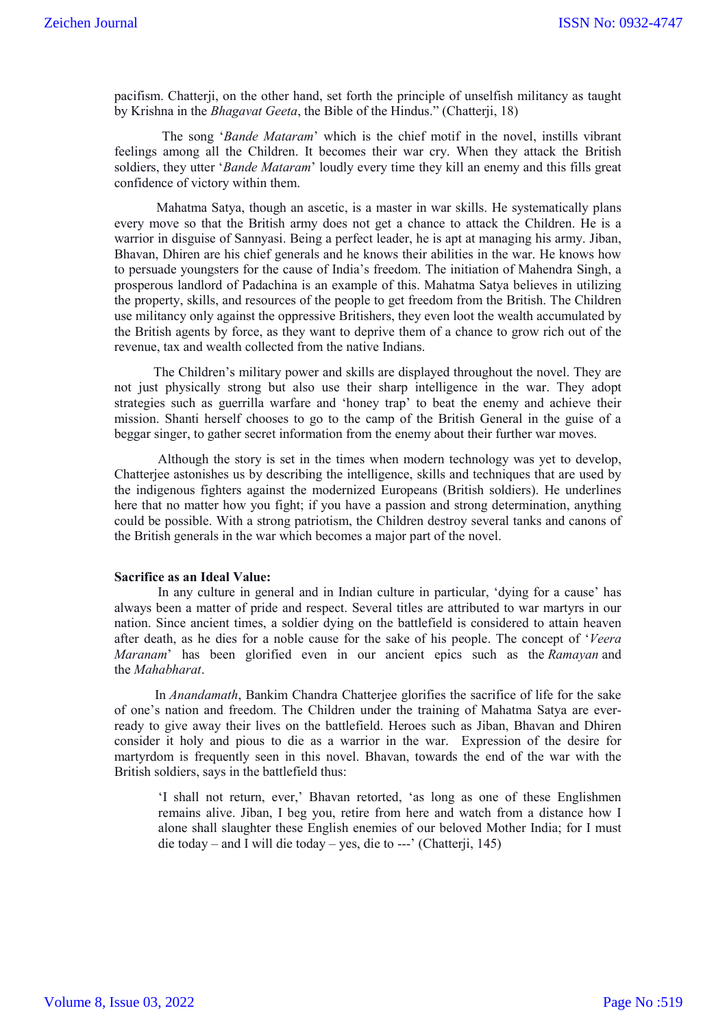pacifism. Chatterji, on the other hand, set forth the principle of unselfish militancy as taught by Krishna in the *Bhagavat Geeta*, the Bible of the Hindus." (Chatterji, 18)

The song '*Bande Mataram*' which is the chief motif in the novel, instills vibrant feelings among all the Children. It becomes their war cry. When they attack the British soldiers, they utter '*Bande Mataram*' loudly every time they kill an enemy and this fills great confidence of victory within them.

Mahatma Satya, though an ascetic, is a master in war skills. He systematically plans every move so that the British army does not get a chance to attack the Children. He is a warrior in disguise of Sannyasi. Being a perfect leader, he is apt at managing his army. Jiban, Bhavan, Dhiren are his chief generals and he knows their abilities in the war. He knows how to persuade youngsters for the cause of India's freedom. The initiation of Mahendra Singh, a prosperous landlord of Padachina is an example of this. Mahatma Satya believes in utilizing the property, skills, and resources of the people to get freedom from the British. The Children use militancy only against the oppressive Britishers, they even loot the wealth accumulated by the British agents by force, as they want to deprive them of a chance to grow rich out of the revenue, tax and wealth collected from the native Indians.

The Children's military power and skills are displayed throughout the novel. They are not just physically strong but also use their sharp intelligence in the war. They adopt strategies such as guerrilla warfare and 'honey trap' to beat the enemy and achieve their mission. Shanti herself chooses to go to the camp of the British General in the guise of a beggar singer, to gather secret information from the enemy about their further war moves.

Although the story is set in the times when modern technology was yet to develop, Chatterjee astonishes us by describing the intelligence, skills and techniques that are used by the indigenous fighters against the modernized Europeans (British soldiers). He underlines here that no matter how you fight; if you have a passion and strong determination, anything could be possible. With a strong patriotism, the Children destroy several tanks and canons of the British generals in the war which becomes a major part of the novel.

**Sacrifice as an Ideal Value:**

In any culture in general and in Indian culture in particular, 'dying for a cause' has always been a matter of pride and respect. Several titles are attributed to war martyrs in our nation. Since ancient times, a soldier dying on the battlefield is considered to attain heaven after death, as he dies for a noble cause for the sake of his people. The concept of '*Veera Maranam*' has been glorified even in our ancient epics such as the *Ramayan* and the *Mahabharat*.

In *Anandamath*, Bankim Chandra Chatterjee glorifies the sacrifice of life for the sake of one's nation and freedom. The Children under the training of Mahatma Satya are ever-ready to give away their lives on the battlefield. Heroes such as Jiban, Bhavan and Dhiren consider it holy and pious to die as a warrior in the war. Expression of the desire for martyrdom is frequently seen in this novel. Bhavan, towards the end of the war with the British soldiers, says in the battlefield thus:

> 'I shall not return, ever,' Bhavan retorted, 'as long as one of these Englishmen remains alive. Jiban, I beg you, retire from here and watch from a distance how I alone shall slaughter these English enemies of our beloved Mother India; for I must die today – and I will die today – yes, die to ---' (Chatterji, 145)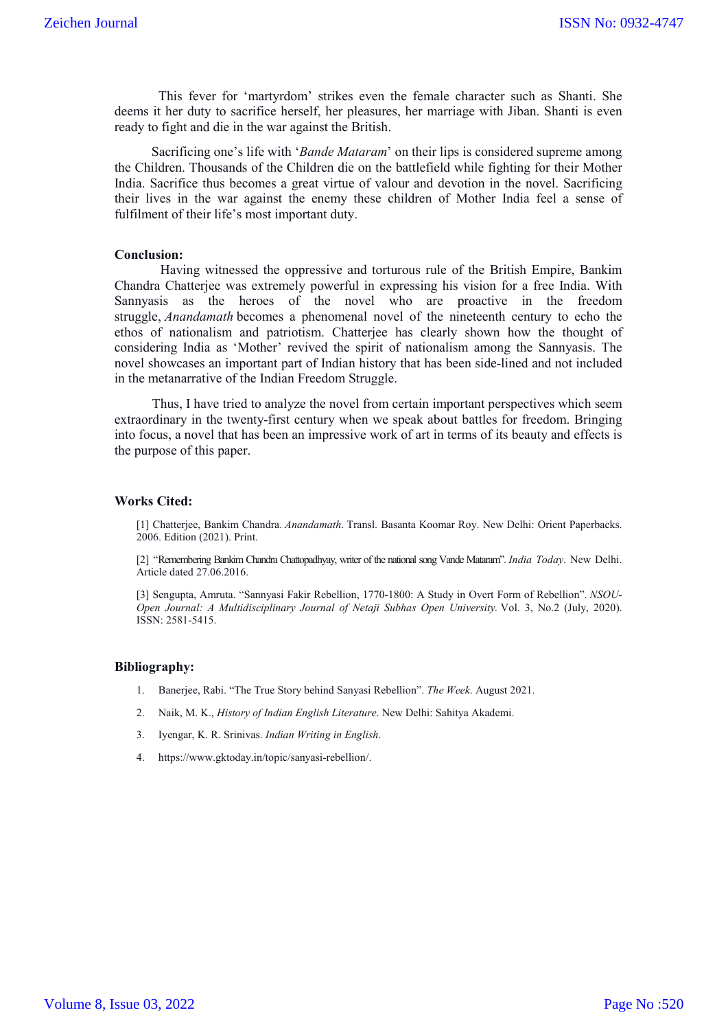This fever for 'martyrdom' strikes even the female character such as Shanti. She deems it her duty to sacrifice herself, her pleasures, her marriage with Jiban. Shanti is even ready to fight and die in the war against the British.

Sacrificing one's life with '*Bande Mataram*' on their lips is considered supreme among the Children. Thousands of the Children die on the battlefield while fighting for their Mother India. Sacrifice thus becomes a great virtue of valour and devotion in the novel. Sacrificing their lives in the war against the enemy these children of Mother India feel a sense of fulfilment of their life's most important duty.

**Conclusion:**

Having witnessed the oppressive and torturous rule of the British Empire, Bankim Chandra Chatterjee was extremely powerful in expressing his vision for a free India. With Sannyasis as the heroes of the novel who are proactive in the freedom struggle, *Anandamath* becomes a phenomenal novel of the nineteenth century to echo the ethos of nationalism and patriotism. Chatterjee has clearly shown how the thought of considering India as 'Mother' revived the spirit of nationalism among the Sannyasis. The novel showcases an important part of Indian history that has been side-lined and not included in the metanarrative of the Indian Freedom Struggle.

Thus, I have tried to analyze the novel from certain important perspectives which seem extraordinary in the twenty-first century when we speak about battles for freedom. Bringing into focus, a novel that has been an impressive work of art in terms of its beauty and effects is the purpose of this paper.

**Works Cited:**

[1] Chatterjee, Bankim Chandra. *Anandamath*. Transl. Basanta Koomar Roy. New Delhi: Orient Paperbacks. 2006. Edition (2021). Print.

[2] "Remembering Bankim Chandra Chattopadhyay, writer of the national song Vande Mataram". *India Today*. New Delhi. Article dated 27.06.2016.

[3] Sengupta, Amruta. "Sannyasi Fakir Rebellion, 1770-1800: A Study in Overt Form of Rebellion". *NSOU-Open Journal: A Multidisciplinary Journal of Netaji Subhas Open University.* Vol. 3, No.2 (July, 2020). ISSN: 2581-5415.

**Bibliography:**

1. Banerjee, Rabi. "The True Story behind Sanyasi Rebellion". *The Week*. August 2021.
2. Naik, M. K., *History of Indian English Literature*. New Delhi: Sahitya Akademi.
3. Iyengar, K. R. Srinivas. *Indian Writing in English*.
4. https://www.gktoday.in/topic/sanyasi-rebellion/.